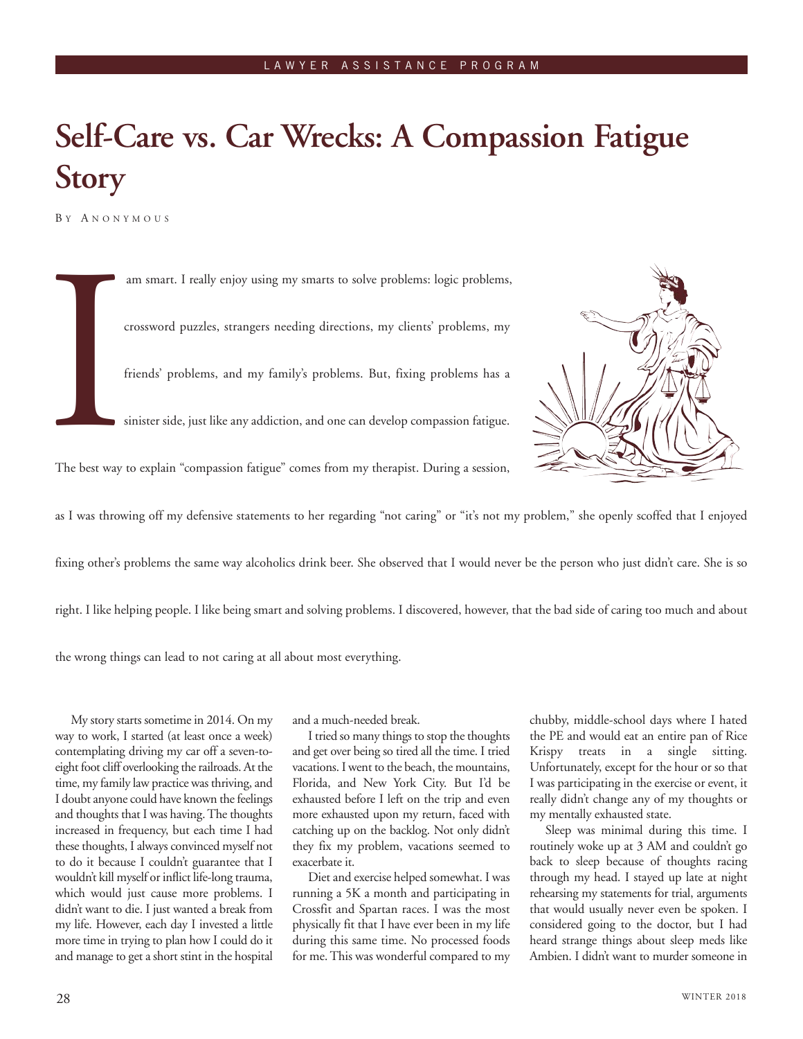# Self-Care vs. Car Wrecks: A Compassion Fatigue Story

By Anonymous

I am smart. I really enjoy using my smarts to solve problems: logic problems, crossword puzzles, strangers needing directions, my clients' problems, my friends' problems, and my family's problems. But, fixing problems has a sinister side, just like any addiction, and one can develop compassion fatigue. The best way to explain "compassion fatigue" comes from my therapist. During a session, as I was throwing off my defensive statements to her regarding "not caring" or "it's not my problem," she openly scoffed that I enjoyed fixing other's problems the same way alcoholics drink beer. She observed that I would never be the person who just didn't care. She is so right. I like helping people. I like being smart and solving problems. I discovered, however, that the bad side of caring too much and about the wrong things can lead to not caring at all about most everything.

My story starts sometime in 2014. On my way to work, I started (at least once a week) contemplating driving my car off a seven-to-eight foot cliff overlooking the railroads. At the time, my family law practice was thriving, and I doubt anyone could have known the feelings and thoughts that I was having. The thoughts increased in frequency, but each time I had these thoughts, I always convinced myself not to do it because I couldn't guarantee that I wouldn't kill myself or inflict life-long trauma, which would just cause more problems. I didn't want to die. I just wanted a break from my life. However, each day I invested a little more time in trying to plan how I could do it and manage to get a short stint in the hospital and a much-needed break.

I tried so many things to stop the thoughts and get over being so tired all the time. I tried vacations. I went to the beach, the mountains, Florida, and New York City. But I'd be exhausted before I left on the trip and even more exhausted upon my return, faced with catching up on the backlog. Not only didn't they fix my problem, vacations seemed to exacerbate it.

Diet and exercise helped somewhat. I was running a 5K a month and participating in Crossfit and Spartan races. I was the most physically fit that I have ever been in my life during this same time. No processed foods for me. This was wonderful compared to my chubby, middle-school days where I hated the PE and would eat an entire pan of Rice Krispy treats in a single sitting. Unfortunately, except for the hour or so that I was participating in the exercise or event, it really didn't change any of my thoughts or my mentally exhausted state.

Sleep was minimal during this time. I routinely woke up at 3 AM and couldn't go back to sleep because of thoughts racing through my head. I stayed up late at night rehearsing my statements for trial, arguments that would usually never even be spoken. I considered going to the doctor, but I had heard strange things about sleep meds like Ambien. I didn't want to murder someone in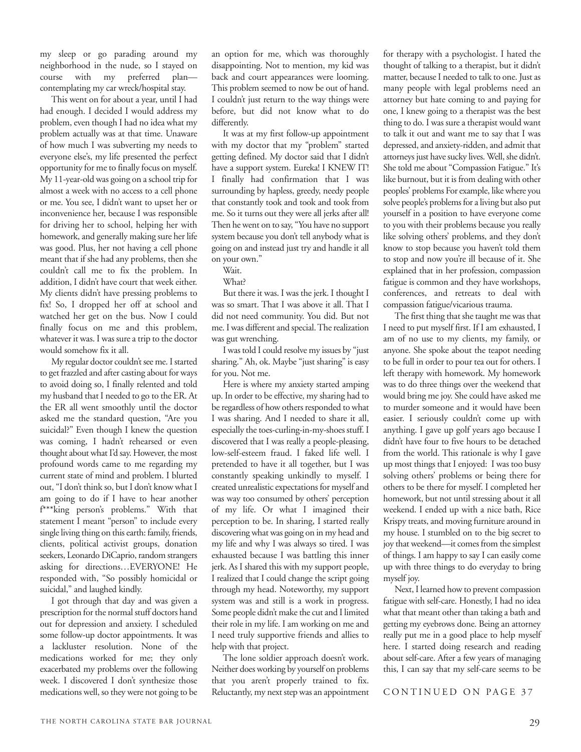my sleep or go parading around my neighborhood in the nude, so I stayed on course with my preferred plan—contemplating my car wreck/hospital stay.

This went on for about a year, until I had had enough. I decided I would address my problem, even though I had no idea what my problem actually was at that time. Unaware of how much I was subverting my needs to everyone else's, my life presented the perfect opportunity for me to finally focus on myself. My 11-year-old was going on a school trip for almost a week with no access to a cell phone or me. You see, I didn't want to upset her or inconvenience her, because I was responsible for driving her to school, helping her with homework, and generally making sure her life was good. Plus, her not having a cell phone meant that if she had any problems, then she couldn't call me to fix the problem. In addition, I didn't have court that week either. My clients didn't have pressing problems to fix! So, I dropped her off at school and watched her get on the bus. Now I could finally focus on me and this problem, whatever it was. I was sure a trip to the doctor would somehow fix it all.

My regular doctor couldn't see me. I started to get frazzled and after casting about for ways to avoid doing so, I finally relented and told my husband that I needed to go to the ER. At the ER all went smoothly until the doctor asked me the standard question, "Are you suicidal?" Even though I knew the question was coming, I hadn't rehearsed or even thought about what I'd say. However, the most profound words came to me regarding my current state of mind and problem. I blurted out, "I don't think so, but I don't know what I am going to do if I have to hear another f***king person's problems." With that statement I meant "person" to include every single living thing on this earth: family, friends, clients, political activist groups, donation seekers, Leonardo DiCaprio, random strangers asking for directions…EVERYONE! He responded with, "So possibly homicidal or suicidal," and laughed kindly.

I got through that day and was given a prescription for the normal stuff doctors hand out for depression and anxiety. I scheduled some follow-up doctor appointments. It was a lackluster resolution. None of the medications worked for me; they only exacerbated my problems over the following week. I discovered I don't synthesize those medications well, so they were not going to be an option for me, which was thoroughly disappointing. Not to mention, my kid was back and court appearances were looming. This problem seemed to now be out of hand. I couldn't just return to the way things were before, but did not know what to do differently.

It was at my first follow-up appointment with my doctor that my "problem" started getting defined. My doctor said that I didn't have a support system. Eureka! I KNEW IT! I finally had confirmation that I was surrounding by hapless, greedy, needy people that constantly took and took and took from me. So it turns out they were all jerks after all! Then he went on to say, "You have no support system because you don't tell anybody what is going on and instead just try and handle it all on your own."

Wait.

What?

But there it was. I was the jerk. I thought I was so smart. That I was above it all. That I did not need community. You did. But not me. I was different and special. The realization was gut wrenching.

I was told I could resolve my issues by "just sharing." Ah, ok. Maybe "just sharing" is easy for you. Not me.

Here is where my anxiety started amping up. In order to be effective, my sharing had to be regardless of how others responded to what I was sharing. And I needed to share it all, especially the toes-curling-in-my-shoes stuff. I discovered that I was really a people-pleasing, low-self-esteem fraud. I faked life well. I pretended to have it all together, but I was constantly speaking unkindly to myself. I created unrealistic expectations for myself and was way too consumed by others' perception of my life. Or what I imagined their perception to be. In sharing, I started really discovering what was going on in my head and my life and why I was always so tired. I was exhausted because I was battling this inner jerk. As I shared this with my support people, I realized that I could change the script going through my head. Noteworthy, my support system was and still is a work in progress. Some people didn't make the cut and I limited their role in my life. I am working on me and I need truly supportive friends and allies to help with that project.

The lone soldier approach doesn't work. Neither does working by yourself on problems that you aren't properly trained to fix. Reluctantly, my next step was an appointment for therapy with a psychologist. I hated the thought of talking to a therapist, but it didn't matter, because I needed to talk to one. Just as many people with legal problems need an attorney but hate coming to and paying for one, I knew going to a therapist was the best thing to do. I was sure a therapist would want to talk it out and want me to say that I was depressed, and anxiety-ridden, and admit that attorneys just have sucky lives. Well, she didn't. She told me about "Compassion Fatigue." It's like burnout, but it is from dealing with other peoples' problems For example, like where you solve people's problems for a living but also put yourself in a position to have everyone come to you with their problems because you really like solving others' problems, and they don't know to stop because you haven't told them to stop and now you're ill because of it. She explained that in her profession, compassion fatigue is common and they have workshops, conferences, and retreats to deal with compassion fatigue/vicarious trauma.

The first thing that she taught me was that I need to put myself first. If I am exhausted, I am of no use to my clients, my family, or anyone. She spoke about the teapot needing to be full in order to pour tea out for others. I left therapy with homework. My homework was to do three things over the weekend that would bring me joy. She could have asked me to murder someone and it would have been easier. I seriously couldn't come up with anything. I gave up golf years ago because I didn't have four to five hours to be detached from the world. This rationale is why I gave up most things that I enjoyed: I was too busy solving others' problems or being there for others to be there for myself. I completed her homework, but not until stressing about it all weekend. I ended up with a nice bath, Rice Krispy treats, and moving furniture around in my house. I stumbled on to the big secret to joy that weekend—it comes from the simplest of things. I am happy to say I can easily come up with three things to do everyday to bring myself joy.

Next, I learned how to prevent compassion fatigue with self-care. Honestly, I had no idea what that meant other than taking a bath and getting my eyebrows done. Being an attorney really put me in a good place to help myself here. I started doing research and reading about self-care. After a few years of managing this, I can say that my self-care seems to be

CONTINUED ON PAGE 37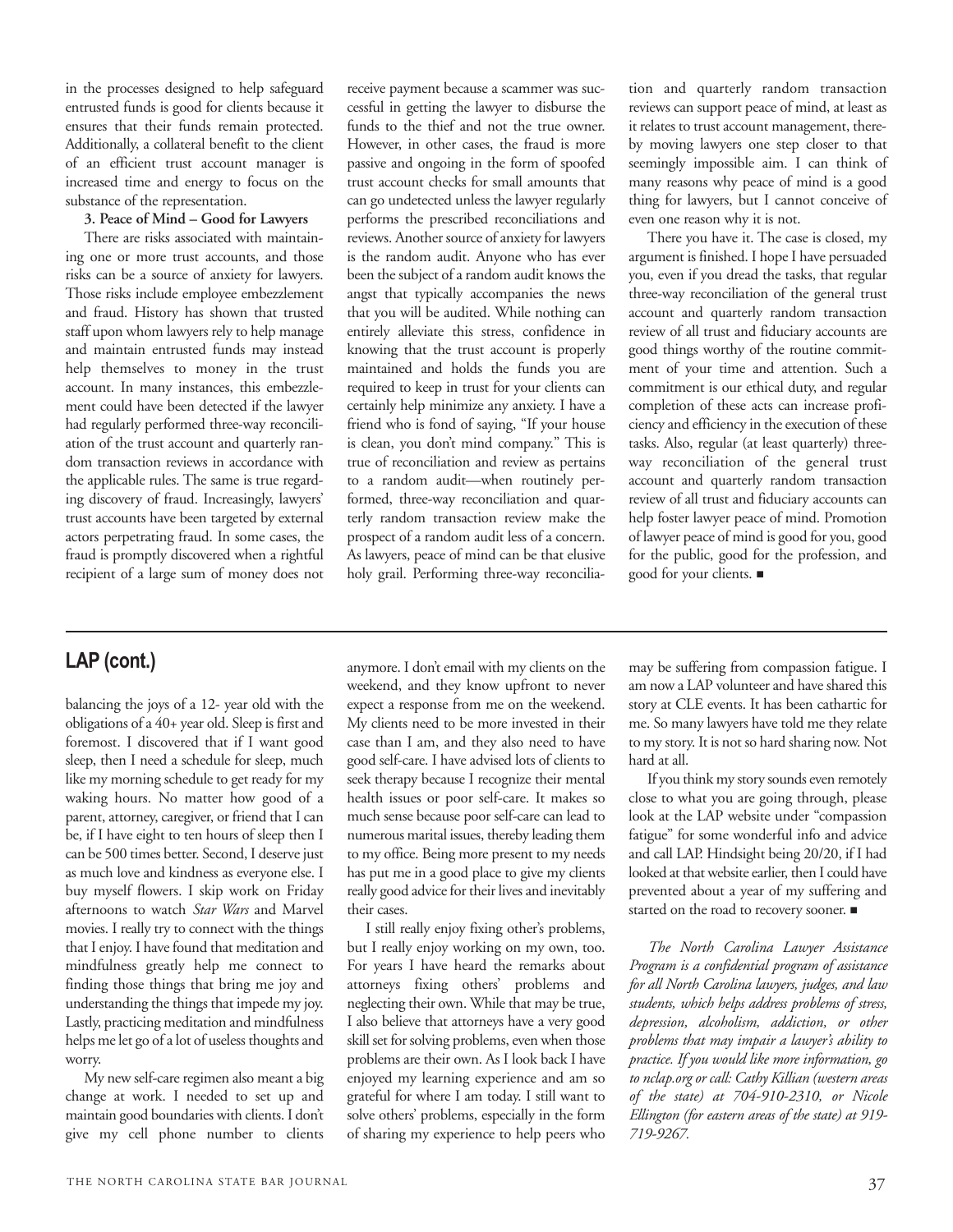in the processes designed to help safeguard entrusted funds is good for clients because it ensures that their funds remain protected. Additionally, a collateral benefit to the client of an efficient trust account manager is increased time and energy to focus on the substance of the representation.

**3. Peace of Mind – Good for Lawyers**

There are risks associated with maintaining one or more trust accounts, and those risks can be a source of anxiety for lawyers. Those risks include employee embezzlement and fraud. History has shown that trusted staff upon whom lawyers rely to help manage and maintain entrusted funds may instead help themselves to money in the trust account. In many instances, this embezzlement could have been detected if the lawyer had regularly performed three-way reconciliation of the trust account and quarterly random transaction reviews in accordance with the applicable rules. The same is true regarding discovery of fraud. Increasingly, lawyers' trust accounts have been targeted by external actors perpetrating fraud. In some cases, the fraud is promptly discovered when a rightful recipient of a large sum of money does not receive payment because a scammer was successful in getting the lawyer to disburse the funds to the thief and not the true owner. However, in other cases, the fraud is more passive and ongoing in the form of spoofed trust account checks for small amounts that can go undetected unless the lawyer regularly performs the prescribed reconciliations and reviews. Another source of anxiety for lawyers is the random audit. Anyone who has ever been the subject of a random audit knows the angst that typically accompanies the news that you will be audited. While nothing can entirely alleviate this stress, confidence in knowing that the trust account is properly maintained and holds the funds you are required to keep in trust for your clients can certainly help minimize any anxiety. I have a friend who is fond of saying, "If your house is clean, you don't mind company." This is true of reconciliation and review as pertains to a random audit—when routinely performed, three-way reconciliation and quarterly random transaction review make the prospect of a random audit less of a concern. As lawyers, peace of mind can be that elusive holy grail. Performing three-way reconciliation and quarterly random transaction reviews can support peace of mind, at least as it relates to trust account management, thereby moving lawyers one step closer to that seemingly impossible aim. I can think of many reasons why peace of mind is a good thing for lawyers, but I cannot conceive of even one reason why it is not.

There you have it. The case is closed, my argument is finished. I hope I have persuaded you, even if you dread the tasks, that regular three-way reconciliation of the general trust account and quarterly random transaction review of all trust and fiduciary accounts are good things worthy of the routine commitment of your time and attention. Such a commitment is our ethical duty, and regular completion of these acts can increase proficiency and efficiency in the execution of these tasks. Also, regular (at least quarterly) three-way reconciliation of the general trust account and quarterly random transaction review of all trust and fiduciary accounts can help foster lawyer peace of mind. Promotion of lawyer peace of mind is good for you, good for the public, good for the profession, and good for your clients. ■

## LAP (cont.)

balancing the joys of a 12- year old with the obligations of a 40+ year old. Sleep is first and foremost. I discovered that if I want good sleep, then I need a schedule for sleep, much like my morning schedule to get ready for my waking hours. No matter how good of a parent, attorney, caregiver, or friend that I can be, if I have eight to ten hours of sleep then I can be 500 times better. Second, I deserve just as much love and kindness as everyone else. I buy myself flowers. I skip work on Friday afternoons to watch *Star Wars* and Marvel movies. I really try to connect with the things that I enjoy. I have found that meditation and mindfulness greatly help me connect to finding those things that bring me joy and understanding the things that impede my joy. Lastly, practicing meditation and mindfulness helps me let go of a lot of useless thoughts and worry.

My new self-care regimen also meant a big change at work. I needed to set up and maintain good boundaries with clients. I don't give my cell phone number to clients anymore. I don't email with my clients on the weekend, and they know upfront to never expect a response from me on the weekend. My clients need to be more invested in their case than I am, and they also need to have good self-care. I have advised lots of clients to seek therapy because I recognize their mental health issues or poor self-care. It makes so much sense because poor self-care can lead to numerous marital issues, thereby leading them to my office. Being more present to my needs has put me in a good place to give my clients really good advice for their lives and inevitably their cases.

I still really enjoy fixing other's problems, but I really enjoy working on my own, too. For years I have heard the remarks about attorneys fixing others' problems and neglecting their own. While that may be true, I also believe that attorneys have a very good skill set for solving problems, even when those problems are their own. As I look back I have enjoyed my learning experience and am so grateful for where I am today. I still want to solve others' problems, especially in the form of sharing my experience to help peers who may be suffering from compassion fatigue. I am now a LAP volunteer and have shared this story at CLE events. It has been cathartic for me. So many lawyers have told me they relate to my story. It is not so hard sharing now. Not hard at all.

If you think my story sounds even remotely close to what you are going through, please look at the LAP website under "compassion fatigue" for some wonderful info and advice and call LAP. Hindsight being 20/20, if I had looked at that website earlier, then I could have prevented about a year of my suffering and started on the road to recovery sooner. ■

*The North Carolina Lawyer Assistance Program is a confidential program of assistance for all North Carolina lawyers, judges, and law students, which helps address problems of stress, depression, alcoholism, addiction, or other problems that may impair a lawyer's ability to practice. If you would like more information, go to nclap.org or call: Cathy Killian (western areas of the state) at 704-910-2310, or Nicole Ellington (for eastern areas of the state) at 919-719-9267.*